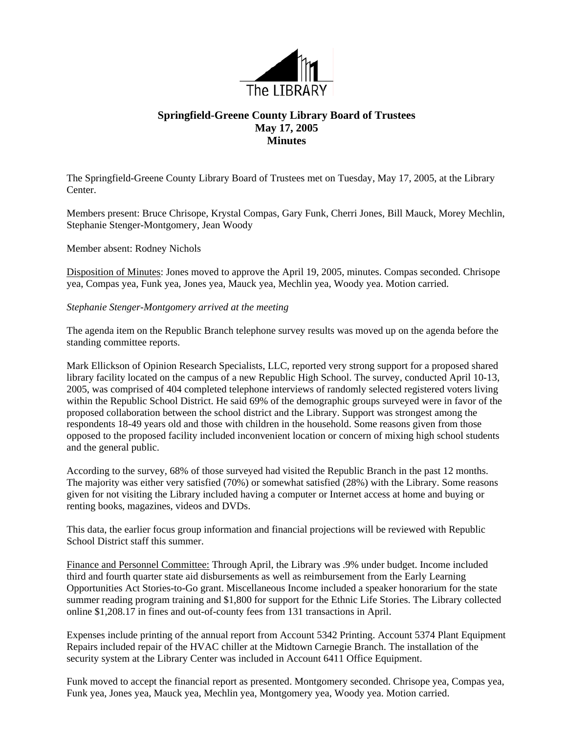The LIBRARY

**Springfield-Greene County Library Board of Trustees**
**May 17, 2005**
**Minutes**

The Springfield-Greene County Library Board of Trustees met on Tuesday, May 17, 2005, at the Library Center.

Members present: Bruce Chrisope, Krystal Compas, Gary Funk, Cherri Jones, Bill Mauck, Morey Mechlin, Stephanie Stenger-Montgomery, Jean Woody

Member absent: Rodney Nichols

Disposition of Minutes: Jones moved to approve the April 19, 2005, minutes. Compas seconded. Chrisope yea, Compas yea, Funk yea, Jones yea, Mauck yea, Mechlin yea, Woody yea. Motion carried.

*Stephanie Stenger-Montgomery arrived at the meeting*

The agenda item on the Republic Branch telephone survey results was moved up on the agenda before the standing committee reports.

Mark Ellickson of Opinion Research Specialists, LLC, reported very strong support for a proposed shared library facility located on the campus of a new Republic High School. The survey, conducted April 10-13, 2005, was comprised of 404 completed telephone interviews of randomly selected registered voters living within the Republic School District. He said 69% of the demographic groups surveyed were in favor of the proposed collaboration between the school district and the Library. Support was strongest among the respondents 18-49 years old and those with children in the household. Some reasons given from those opposed to the proposed facility included inconvenient location or concern of mixing high school students and the general public.

According to the survey, 68% of those surveyed had visited the Republic Branch in the past 12 months. The majority was either very satisfied (70%) or somewhat satisfied (28%) with the Library. Some reasons given for not visiting the Library included having a computer or Internet access at home and buying or renting books, magazines, videos and DVDs.

This data, the earlier focus group information and financial projections will be reviewed with Republic School District staff this summer.

Finance and Personnel Committee: Through April, the Library was .9% under budget. Income included third and fourth quarter state aid disbursements as well as reimbursement from the Early Learning Opportunities Act Stories-to-Go grant. Miscellaneous Income included a speaker honorarium for the state summer reading program training and $1,800 for support for the Ethnic Life Stories. The Library collected online $1,208.17 in fines and out-of-county fees from 131 transactions in April.

Expenses include printing of the annual report from Account 5342 Printing. Account 5374 Plant Equipment Repairs included repair of the HVAC chiller at the Midtown Carnegie Branch. The installation of the security system at the Library Center was included in Account 6411 Office Equipment.

Funk moved to accept the financial report as presented. Montgomery seconded. Chrisope yea, Compas yea, Funk yea, Jones yea, Mauck yea, Mechlin yea, Montgomery yea, Woody yea. Motion carried.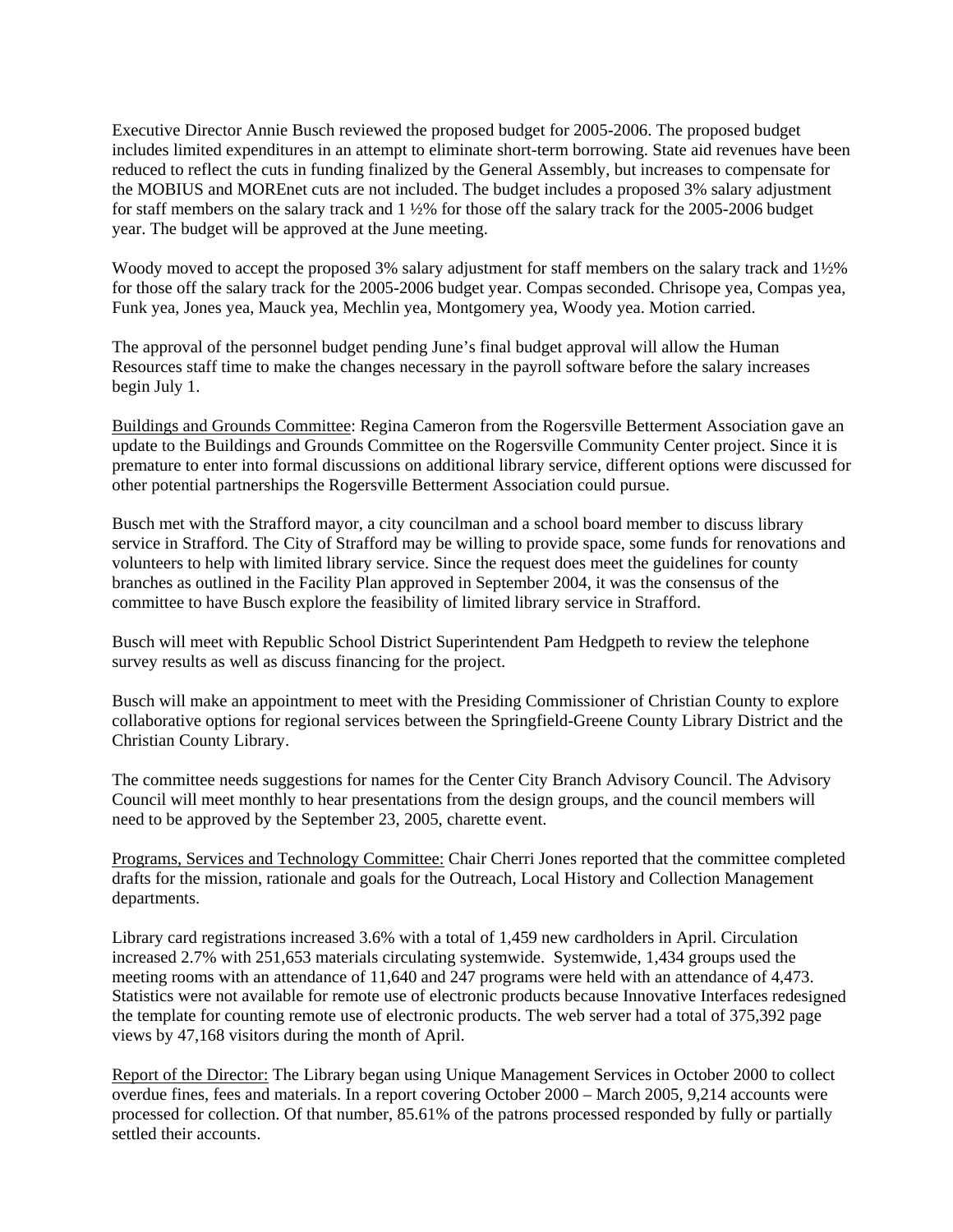Executive Director Annie Busch reviewed the proposed budget for 2005-2006. The proposed budget includes limited expenditures in an attempt to eliminate short-term borrowing. State aid revenues have been reduced to reflect the cuts in funding finalized by the General Assembly, but increases to compensate for the MOBIUS and MOREnet cuts are not included. The budget includes a proposed 3% salary adjustment for staff members on the salary track and 1 ½% for those off the salary track for the 2005-2006 budget year. The budget will be approved at the June meeting.

Woody moved to accept the proposed 3% salary adjustment for staff members on the salary track and 1½% for those off the salary track for the 2005-2006 budget year. Compas seconded. Chrisope yea, Compas yea, Funk yea, Jones yea, Mauck yea, Mechlin yea, Montgomery yea, Woody yea. Motion carried.

The approval of the personnel budget pending June's final budget approval will allow the Human Resources staff time to make the changes necessary in the payroll software before the salary increases begin July 1.

Buildings and Grounds Committee: Regina Cameron from the Rogersville Betterment Association gave an update to the Buildings and Grounds Committee on the Rogersville Community Center project. Since it is premature to enter into formal discussions on additional library service, different options were discussed for other potential partnerships the Rogersville Betterment Association could pursue.

Busch met with the Strafford mayor, a city councilman and a school board member to discuss library service in Strafford. The City of Strafford may be willing to provide space, some funds for renovations and volunteers to help with limited library service. Since the request does meet the guidelines for county branches as outlined in the Facility Plan approved in September 2004, it was the consensus of the committee to have Busch explore the feasibility of limited library service in Strafford.

Busch will meet with Republic School District Superintendent Pam Hedgpeth to review the telephone survey results as well as discuss financing for the project.

Busch will make an appointment to meet with the Presiding Commissioner of Christian County to explore collaborative options for regional services between the Springfield-Greene County Library District and the Christian County Library.

The committee needs suggestions for names for the Center City Branch Advisory Council. The Advisory Council will meet monthly to hear presentations from the design groups, and the council members will need to be approved by the September 23, 2005, charette event.

Programs, Services and Technology Committee: Chair Cherri Jones reported that the committee completed drafts for the mission, rationale and goals for the Outreach, Local History and Collection Management departments.

Library card registrations increased 3.6% with a total of 1,459 new cardholders in April. Circulation increased 2.7% with 251,653 materials circulating systemwide. Systemwide, 1,434 groups used the meeting rooms with an attendance of 11,640 and 247 programs were held with an attendance of 4,473. Statistics were not available for remote use of electronic products because Innovative Interfaces redesigned the template for counting remote use of electronic products. The web server had a total of 375,392 page views by 47,168 visitors during the month of April.

Report of the Director: The Library began using Unique Management Services in October 2000 to collect overdue fines, fees and materials. In a report covering October 2000 – March 2005, 9,214 accounts were processed for collection. Of that number, 85.61% of the patrons processed responded by fully or partially settled their accounts.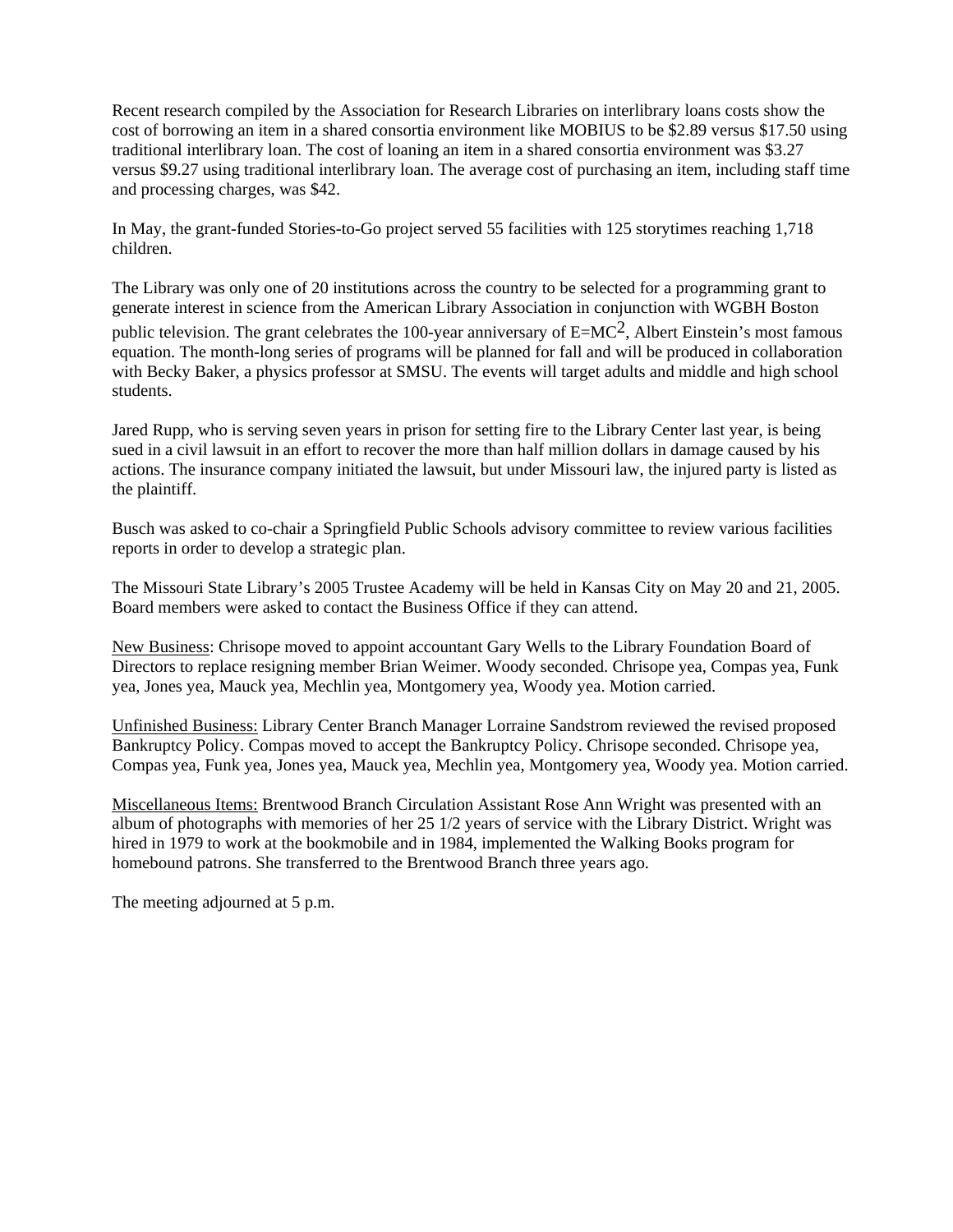Recent research compiled by the Association for Research Libraries on interlibrary loans costs show the cost of borrowing an item in a shared consortia environment like MOBIUS to be $2.89 versus $17.50 using traditional interlibrary loan. The cost of loaning an item in a shared consortia environment was $3.27 versus $9.27 using traditional interlibrary loan. The average cost of purchasing an item, including staff time and processing charges, was $42.

In May, the grant-funded Stories-to-Go project served 55 facilities with 125 storytimes reaching 1,718 children.

The Library was only one of 20 institutions across the country to be selected for a programming grant to generate interest in science from the American Library Association in conjunction with WGBH Boston public television. The grant celebrates the 100-year anniversary of $E=MC^2$, Albert Einstein's most famous equation. The month-long series of programs will be planned for fall and will be produced in collaboration with Becky Baker, a physics professor at SMSU. The events will target adults and middle and high school students.

Jared Rupp, who is serving seven years in prison for setting fire to the Library Center last year, is being sued in a civil lawsuit in an effort to recover the more than half million dollars in damage caused by his actions. The insurance company initiated the lawsuit, but under Missouri law, the injured party is listed as the plaintiff.

Busch was asked to co-chair a Springfield Public Schools advisory committee to review various facilities reports in order to develop a strategic plan.

The Missouri State Library's 2005 Trustee Academy will be held in Kansas City on May 20 and 21, 2005. Board members were asked to contact the Business Office if they can attend.

New Business: Chrisope moved to appoint accountant Gary Wells to the Library Foundation Board of Directors to replace resigning member Brian Weimer. Woody seconded. Chrisope yea, Compas yea, Funk yea, Jones yea, Mauck yea, Mechlin yea, Montgomery yea, Woody yea. Motion carried.

Unfinished Business: Library Center Branch Manager Lorraine Sandstrom reviewed the revised proposed Bankruptcy Policy. Compas moved to accept the Bankruptcy Policy. Chrisope seconded. Chrisope yea, Compas yea, Funk yea, Jones yea, Mauck yea, Mechlin yea, Montgomery yea, Woody yea. Motion carried.

Miscellaneous Items: Brentwood Branch Circulation Assistant Rose Ann Wright was presented with an album of photographs with memories of her 25 1/2 years of service with the Library District. Wright was hired in 1979 to work at the bookmobile and in 1984, implemented the Walking Books program for homebound patrons. She transferred to the Brentwood Branch three years ago.

The meeting adjourned at 5 p.m.